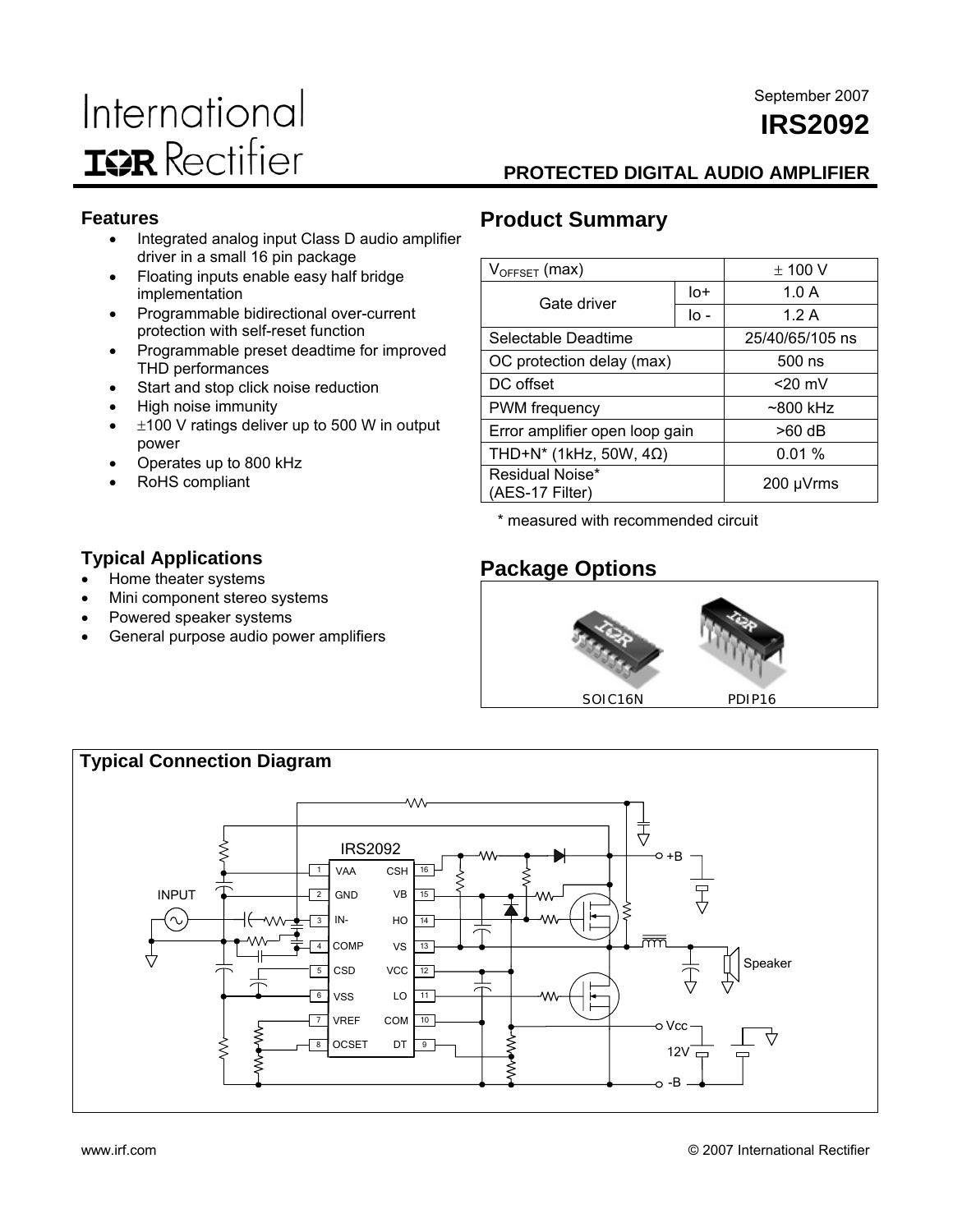International Rectifier

September 2007

# IRS2092

## PROTECTED DIGITAL AUDIO AMPLIFIER

### Features

- Integrated analog input Class D audio amplifier driver in a small 16 pin package
- Floating inputs enable easy half bridge implementation
- Programmable bidirectional over-current protection with self-reset function
- Programmable preset deadtime for improved THD performances
- Start and stop click noise reduction
- High noise immunity
- ±100 V ratings deliver up to 500 W in output power
- Operates up to 800 kHz
- RoHS compliant

### Typical Applications

- Home theater systems
- Mini component stereo systems
- Powered speaker systems
- General purpose audio power amplifiers

## Product Summary

| | | |
|---|---|---|
| $V_{OFFSET}$ (max) | | ± 100 V |
| Gate driver | Io+ | 1.0 A |
| | Io - | 1.2 A |
| Selectable Deadtime | | 25/40/65/105 ns |
| OC protection delay (max) | | 500 ns |
| DC offset | | <20 mV |
| PWM frequency | | ~800 kHz |
| Error amplifier open loop gain | | >60 dB |
| THD+N* (1kHz, 50W, 4Ω) | | 0.01 % |
| Residual Noise* (AES-17 Filter) | | 200 µVrms |

\* measured with recommended circuit

## Package Options

SOIC16N PDIP16

## Typical Connection Diagram

IRS2092: 1 VAA, 2 GND, 3 IN-, 4 COMP, 5 CSD, 6 VSS, 7 VREF, 8 OCSET, 9 DT, 10 COM, 11 LO, 12 VCC, 13 VS, 14 HO, 15 VB, 16 CSH

INPUT, +B, Speaker, Vcc, 12V, -B

www.irf.com © 2007 International Rectifier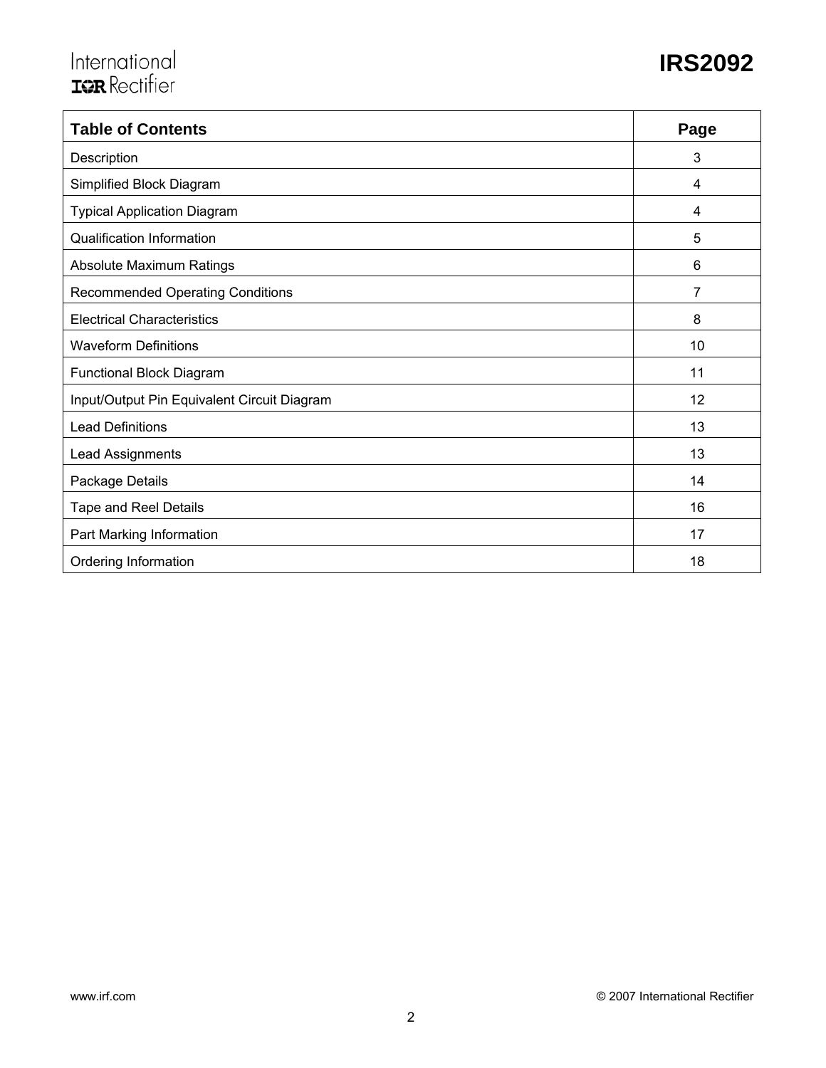| Table of Contents | Page |
|---|---|
| Description | 3 |
| Simplified Block Diagram | 4 |
| Typical Application Diagram | 4 |
| Qualification Information | 5 |
| Absolute Maximum Ratings | 6 |
| Recommended Operating Conditions | 7 |
| Electrical Characteristics | 8 |
| Waveform Definitions | 10 |
| Functional Block Diagram | 11 |
| Input/Output Pin Equivalent Circuit Diagram | 12 |
| Lead Definitions | 13 |
| Lead Assignments | 13 |
| Package Details | 14 |
| Tape and Reel Details | 16 |
| Part Marking Information | 17 |
| Ordering Information | 18 |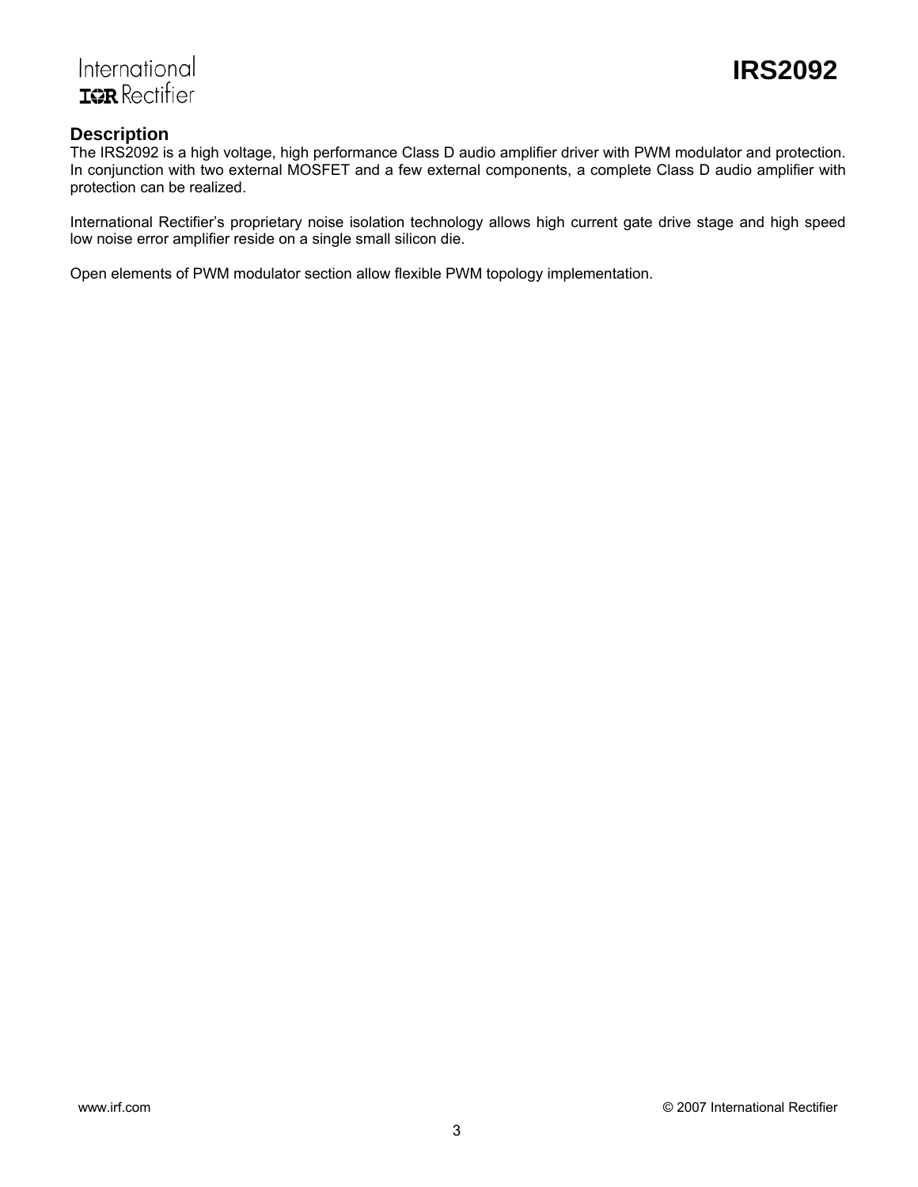## Description

The IRS2092 is a high voltage, high performance Class D audio amplifier driver with PWM modulator and protection. In conjunction with two external MOSFET and a few external components, a complete Class D audio amplifier with protection can be realized.

International Rectifier's proprietary noise isolation technology allows high current gate drive stage and high speed low noise error amplifier reside on a single small silicon die.

Open elements of PWM modulator section allow flexible PWM topology implementation.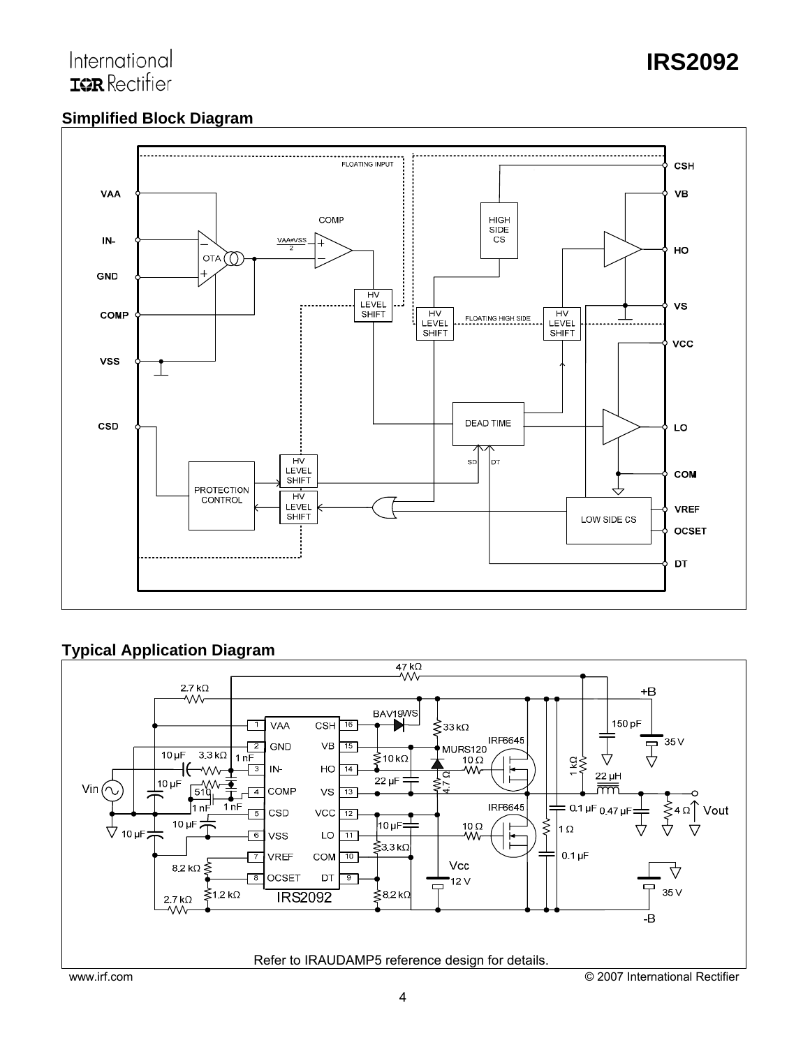## Simplified Block Diagram

## Typical Application Diagram

Refer to IRAUDAMP5 reference design for details.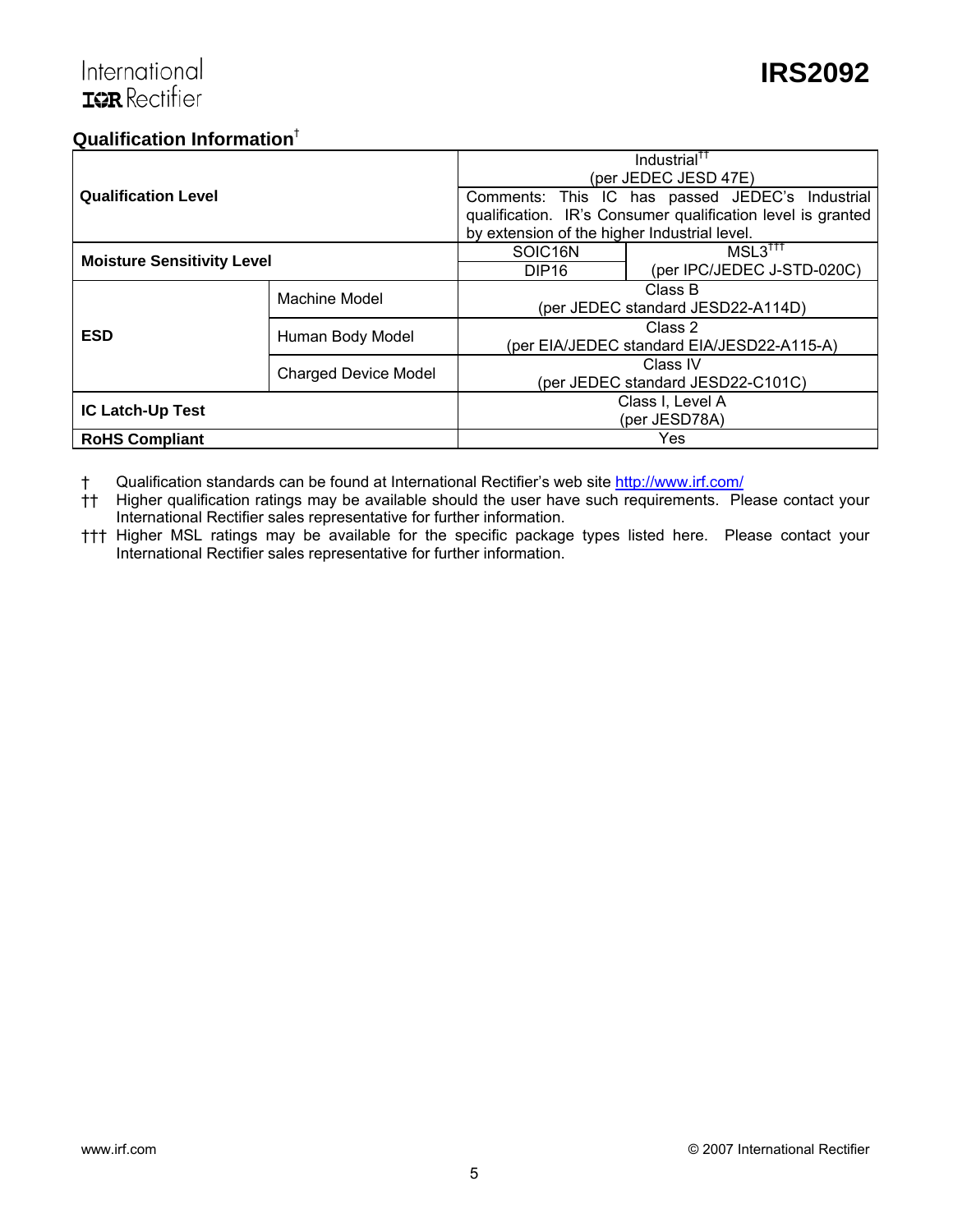## Qualification Information†

| | | | |
|---|---|---|---|
| **Qualification Level** | | Industrial†† (per JEDEC JESD 47E) | |
| | | Comments: This IC has passed JEDEC's Industrial qualification. IR's Consumer qualification level is granted by extension of the higher Industrial level. | |
| **Moisture Sensitivity Level** | | SOIC16N | MSL3††† (per IPC/JEDEC J-STD-020C) |
| | | DIP16 | |
| **ESD** | Machine Model | Class B (per JEDEC standard JESD22-A114D) | |
| | Human Body Model | Class 2 (per EIA/JEDEC standard EIA/JESD22-A115-A) | |
| | Charged Device Model | Class IV (per JEDEC standard JESD22-C101C) | |
| **IC Latch-Up Test** | | Class I, Level A (per JESD78A) | |
| **RoHS Compliant** | | Yes | |

† Qualification standards can be found at International Rectifier's web site http://www.irf.com/

†† Higher qualification ratings may be available should the user have such requirements. Please contact your International Rectifier sales representative for further information.

††† Higher MSL ratings may be available for the specific package types listed here. Please contact your International Rectifier sales representative for further information.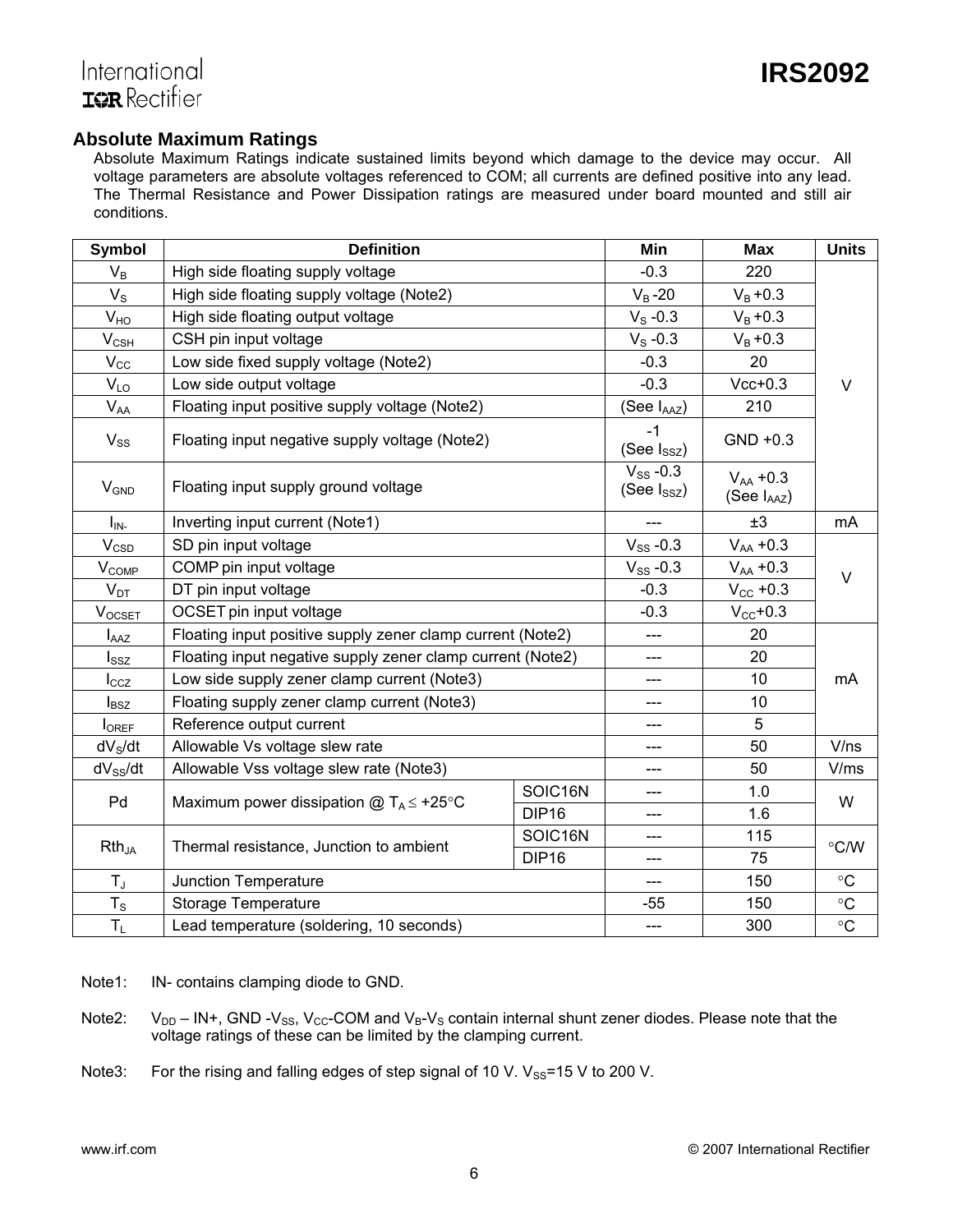## Absolute Maximum Ratings

Absolute Maximum Ratings indicate sustained limits beyond which damage to the device may occur. All voltage parameters are absolute voltages referenced to COM; all currents are defined positive into any lead. The Thermal Resistance and Power Dissipation ratings are measured under board mounted and still air conditions.

| Symbol | Definition | | Min | Max | Units |
|---|---|---|---|---|---|
| $V_B$ | High side floating supply voltage | | -0.3 | 220 | V |
| $V_S$ | High side floating supply voltage (Note2) | | $V_B$ -20 | $V_B$ +0.3 | |
| $V_{HO}$ | High side floating output voltage | | $V_S$ -0.3 | $V_B$ +0.3 | |
| $V_{CSH}$ | CSH pin input voltage | | $V_S$ -0.3 | $V_B$ +0.3 | |
| $V_{CC}$ | Low side fixed supply voltage (Note2) | | -0.3 | 20 | |
| $V_{LO}$ | Low side output voltage | | -0.3 | Vcc+0.3 | |
| $V_{AA}$ | Floating input positive supply voltage (Note2) | | (See $I_{AAZ}$) | 210 | |
| $V_{SS}$ | Floating input negative supply voltage (Note2) | | -1 (See $I_{SSZ}$) | GND +0.3 | |
| $V_{GND}$ | Floating input supply ground voltage | | $V_{SS}$ -0.3 (See $I_{SSZ}$) | $V_{AA}$ +0.3 (See $I_{AAZ}$) | |
| $I_{IN-}$ | Inverting input current (Note1) | | --- | ±3 | mA |
| $V_{CSD}$ | SD pin input voltage | | $V_{SS}$ -0.3 | $V_{AA}$ +0.3 | V |
| $V_{COMP}$ | COMP pin input voltage | | $V_{SS}$ -0.3 | $V_{AA}$ +0.3 | |
| $V_{DT}$ | DT pin input voltage | | -0.3 | $V_{CC}$ +0.3 | |
| $V_{OCSET}$ | OCSET pin input voltage | | -0.3 | $V_{CC}$+0.3 | |
| $I_{AAZ}$ | Floating input positive supply zener clamp current (Note2) | | --- | 20 | mA |
| $I_{SSZ}$ | Floating input negative supply zener clamp current (Note2) | | --- | 20 | |
| $I_{CCZ}$ | Low side supply zener clamp current (Note3) | | --- | 10 | |
| $I_{BSZ}$ | Floating supply zener clamp current (Note3) | | --- | 10 | |
| $I_{OREF}$ | Reference output current | | --- | 5 | |
| $dV_S/dt$ | Allowable Vs voltage slew rate | | --- | 50 | V/ns |
| $dV_{SS}/dt$ | Allowable Vss voltage slew rate (Note3) | | --- | 50 | V/ms |
| Pd | Maximum power dissipation @ $T_A \leq$ +25°C | SOIC16N | --- | 1.0 | W |
| | | DIP16 | --- | 1.6 | |
| $Rth_{JA}$ | Thermal resistance, Junction to ambient | SOIC16N | --- | 115 | °C/W |
| | | DIP16 | --- | 75 | |
| $T_J$ | Junction Temperature | | --- | 150 | °C |
| $T_S$ | Storage Temperature | | -55 | 150 | °C |
| $T_L$ | Lead temperature (soldering, 10 seconds) | | --- | 300 | °C |

Note1: IN- contains clamping diode to GND.

Note2: $V_{DD}$ – IN+, GND -$V_{SS}$, $V_{CC}$-COM and $V_B$-$V_S$ contain internal shunt zener diodes. Please note that the voltage ratings of these can be limited by the clamping current.

Note3: For the rising and falling edges of step signal of 10 V. $V_{SS}$=15 V to 200 V.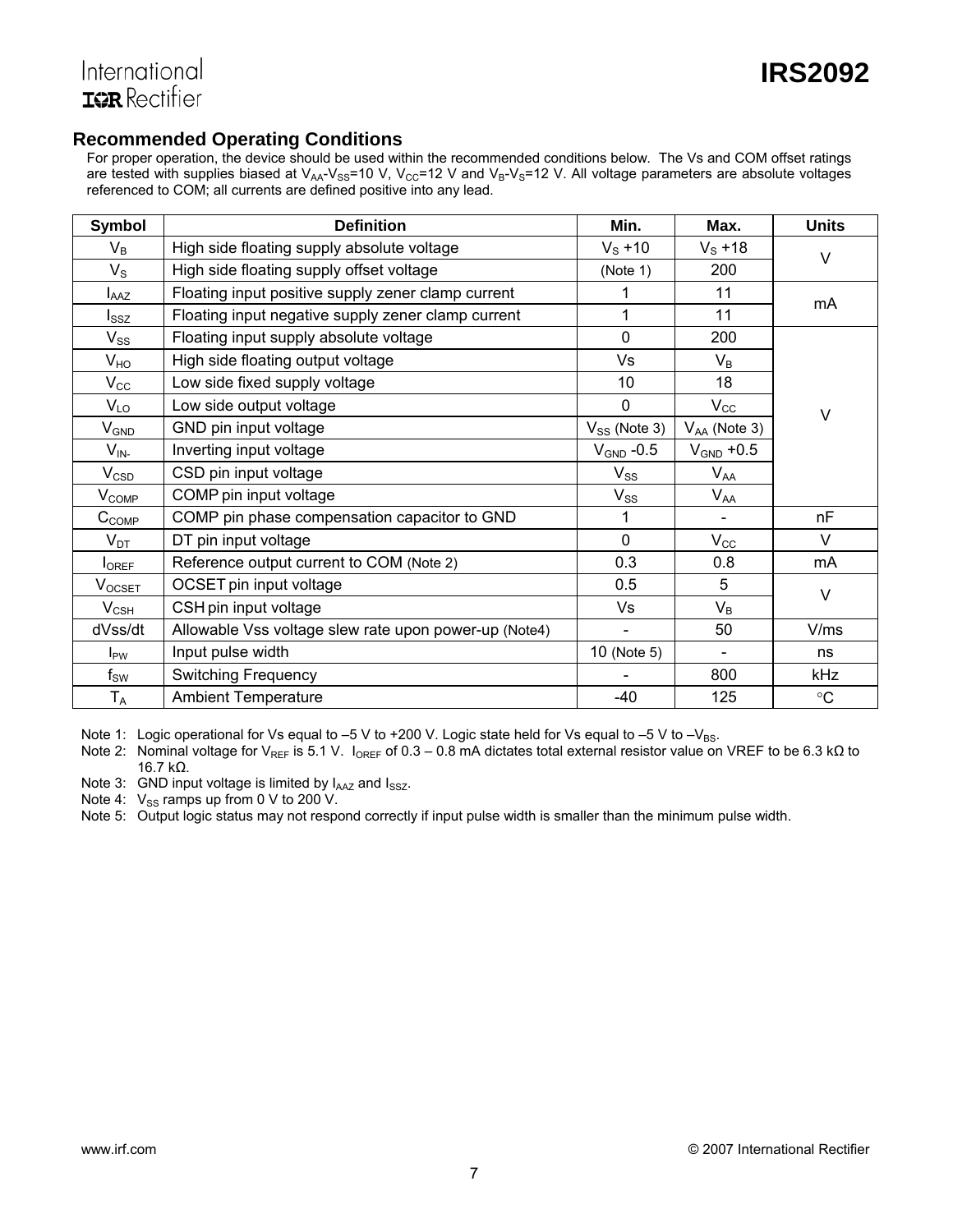## Recommended Operating Conditions

For proper operation, the device should be used within the recommended conditions below. The Vs and COM offset ratings are tested with supplies biased at $V_{AA}$-$V_{SS}$=10 V, $V_{CC}$=12 V and $V_B$-$V_S$=12 V. All voltage parameters are absolute voltages referenced to COM; all currents are defined positive into any lead.

| Symbol | Definition | Min. | Max. | Units |
|---|---|---|---|---|
| $V_B$ | High side floating supply absolute voltage | $V_S$ +10 | $V_S$ +18 | V |
| $V_S$ | High side floating supply offset voltage | (Note 1) | 200 | |
| $I_{AAZ}$ | Floating input positive supply zener clamp current | 1 | 11 | mA |
| $I_{SSZ}$ | Floating input negative supply zener clamp current | 1 | 11 | |
| $V_{SS}$ | Floating input supply absolute voltage | 0 | 200 | V |
| $V_{HO}$ | High side floating output voltage | Vs | $V_B$ | |
| $V_{CC}$ | Low side fixed supply voltage | 10 | 18 | |
| $V_{LO}$ | Low side output voltage | 0 | $V_{CC}$ | |
| $V_{GND}$ | GND pin input voltage | $V_{SS}$ (Note 3) | $V_{AA}$ (Note 3) | |
| $V_{IN-}$ | Inverting input voltage | $V_{GND}$ -0.5 | $V_{GND}$ +0.5 | |
| $V_{CSD}$ | CSD pin input voltage | $V_{SS}$ | $V_{AA}$ | |
| $V_{COMP}$ | COMP pin input voltage | $V_{SS}$ | $V_{AA}$ | |
| $C_{COMP}$ | COMP pin phase compensation capacitor to GND | 1 | - | nF |
| $V_{DT}$ | DT pin input voltage | 0 | $V_{CC}$ | V |
| $I_{OREF}$ | Reference output current to COM (Note 2) | 0.3 | 0.8 | mA |
| $V_{OCSET}$ | OCSET pin input voltage | 0.5 | 5 | V |
| $V_{CSH}$ | CSH pin input voltage | Vs | $V_B$ | |
| dVss/dt | Allowable Vss voltage slew rate upon power-up (Note4) | - | 50 | V/ms |
| $I_{PW}$ | Input pulse width | 10 (Note 5) | - | ns |
| $f_{SW}$ | Switching Frequency | - | 800 | kHz |
| $T_A$ | Ambient Temperature | -40 | 125 | °C |

Note 1: Logic operational for Vs equal to –5 V to +200 V. Logic state held for Vs equal to –5 V to –$V_{BS}$.

Note 2: Nominal voltage for $V_{REF}$ is 5.1 V. $I_{OREF}$ of 0.3 – 0.8 mA dictates total external resistor value on VREF to be 6.3 kΩ to 16.7 kΩ.

Note 3: GND input voltage is limited by $I_{AAZ}$ and $I_{SSZ}$.

Note 4: $V_{SS}$ ramps up from 0 V to 200 V.

Note 5: Output logic status may not respond correctly if input pulse width is smaller than the minimum pulse width.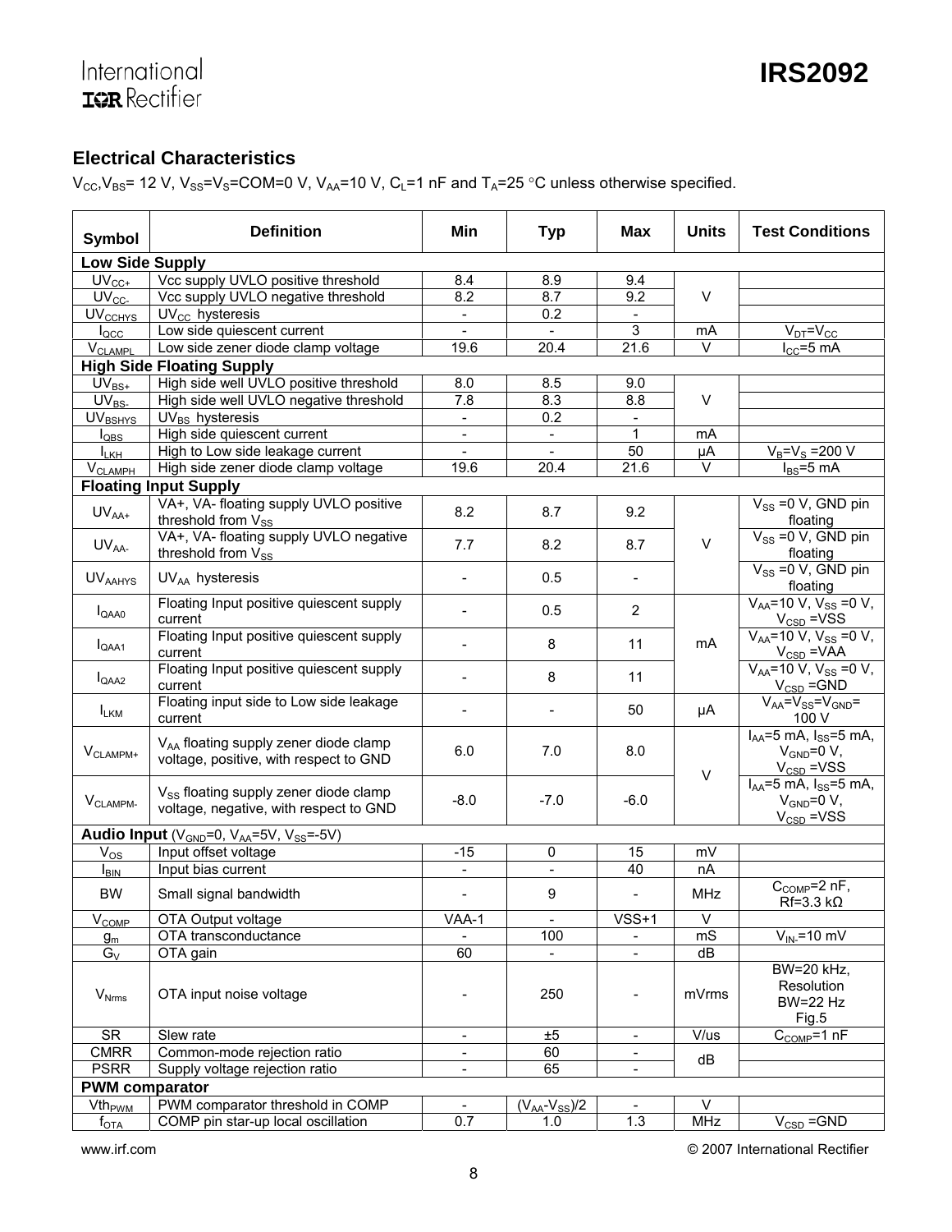## Electrical Characteristics

$V_{CC}$,$V_{BS}$= 12 V, $V_{SS}$=$V_S$=COM=0 V, $V_{AA}$=10 V, $C_L$=1 nF and $T_A$=25 °C unless otherwise specified.

| Symbol | Definition | Min | Typ | Max | Units | Test Conditions |
|---|---|---|---|---|---|---|
| **Low Side Supply** | | | | | | |
| $UV_{CC+}$ | Vcc supply UVLO positive threshold | 8.4 | 8.9 | 9.4 | V | |
| $UV_{CC-}$ | Vcc supply UVLO negative threshold | 8.2 | 8.7 | 9.2 | V | |
| $UV_{CCHYS}$ | $UV_{CC}$ hysteresis | - | 0.2 | - | V | |
| $I_{QCC}$ | Low side quiescent current | - | - | 3 | mA | $V_{DT}$=$V_{CC}$ |
| $V_{CLAMPL}$ | Low side zener diode clamp voltage | 19.6 | 20.4 | 21.6 | V | $I_{CC}$=5 mA |
| **High Side Floating Supply** | | | | | | |
| $UV_{BS+}$ | High side well UVLO positive threshold | 8.0 | 8.5 | 9.0 | V | |
| $UV_{BS-}$ | High side well UVLO negative threshold | 7.8 | 8.3 | 8.8 | V | |
| $UV_{BSHYS}$ | $UV_{BS}$ hysteresis | - | 0.2 | - | V | |
| $I_{QBS}$ | High side quiescent current | - | - | 1 | mA | |
| $I_{LKH}$ | High to Low side leakage current | - | - | 50 | µA | $V_B$=$V_S$ =200 V |
| $V_{CLAMPH}$ | High side zener diode clamp voltage | 19.6 | 20.4 | 21.6 | V | $I_{BS}$=5 mA |
| **Floating Input Supply** | | | | | | |
| $UV_{AA+}$ | VA+, VA- floating supply UVLO positive threshold from $V_{SS}$ | 8.2 | 8.7 | 9.2 | V | $V_{SS}$ =0 V, GND pin floating |
| $UV_{AA-}$ | VA+, VA- floating supply UVLO negative threshold from $V_{SS}$ | 7.7 | 8.2 | 8.7 | V | $V_{SS}$ =0 V, GND pin floating |
| $UV_{AAHYS}$ | $UV_{AA}$ hysteresis | - | 0.5 | - | V | $V_{SS}$ =0 V, GND pin floating |
| $I_{QAA0}$ | Floating Input positive quiescent supply current | - | 0.5 | 2 | mA | $V_{AA}$=10 V, $V_{SS}$ =0 V, $V_{CSD}$ =VSS |
| $I_{QAA1}$ | Floating Input positive quiescent supply current | - | 8 | 11 | mA | $V_{AA}$=10 V, $V_{SS}$ =0 V, $V_{CSD}$ =VAA |
| $I_{QAA2}$ | Floating Input positive quiescent supply current | - | 8 | 11 | mA | $V_{AA}$=10 V, $V_{SS}$ =0 V, $V_{CSD}$ =GND |
| $I_{LKM}$ | Floating input side to Low side leakage current | - | - | 50 | µA | $V_{AA}$=$V_{SS}$=$V_{GND}$= 100 V |
| $V_{CLAMPM+}$ | $V_{AA}$ floating supply zener diode clamp voltage, positive, with respect to GND | 6.0 | 7.0 | 8.0 | V | $I_{AA}$=5 mA, $I_{SS}$=5 mA, $V_{GND}$=0 V, $V_{CSD}$ =VSS |
| $V_{CLAMPM-}$ | $V_{SS}$ floating supply zener diode clamp voltage, negative, with respect to GND | -8.0 | -7.0 | -6.0 | V | $I_{AA}$=5 mA, $I_{SS}$=5 mA, $V_{GND}$=0 V, $V_{CSD}$ =VSS |
| **Audio Input** ($V_{GND}$=0, $V_{AA}$=5V, $V_{SS}$=-5V) | | | | | | |
| $V_{OS}$ | Input offset voltage | -15 | 0 | 15 | mV | |
| $I_{BIN}$ | Input bias current | - | - | 40 | nA | |
| BW | Small signal bandwidth | - | 9 | - | MHz | $C_{COMP}$=2 nF, Rf=3.3 kΩ |
| $V_{COMP}$ | OTA Output voltage | VAA-1 | - | VSS+1 | V | |
| $g_m$ | OTA transconductance | - | 100 | - | mS | $V_{IN-}$=10 mV |
| $G_V$ | OTA gain | 60 | - | - | dB | |
| $V_{Nrms}$ | OTA input noise voltage | - | 250 | - | mVrms | BW=20 kHz, Resolution BW=22 Hz Fig.5 |
| SR | Slew rate | - | ±5 | - | V/us | $C_{COMP}$=1 nF |
| CMRR | Common-mode rejection ratio | - | 60 | - | dB | |
| PSRR | Supply voltage rejection ratio | - | 65 | - | dB | |
| **PWM comparator** | | | | | | |
| $Vth_{PWM}$ | PWM comparator threshold in COMP | - | ($V_{AA}$-$V_{SS}$)/2 | - | V | |
| $f_{OTA}$ | COMP pin star-up local oscillation | 0.7 | 1.0 | 1.3 | MHz | $V_{CSD}$ =GND |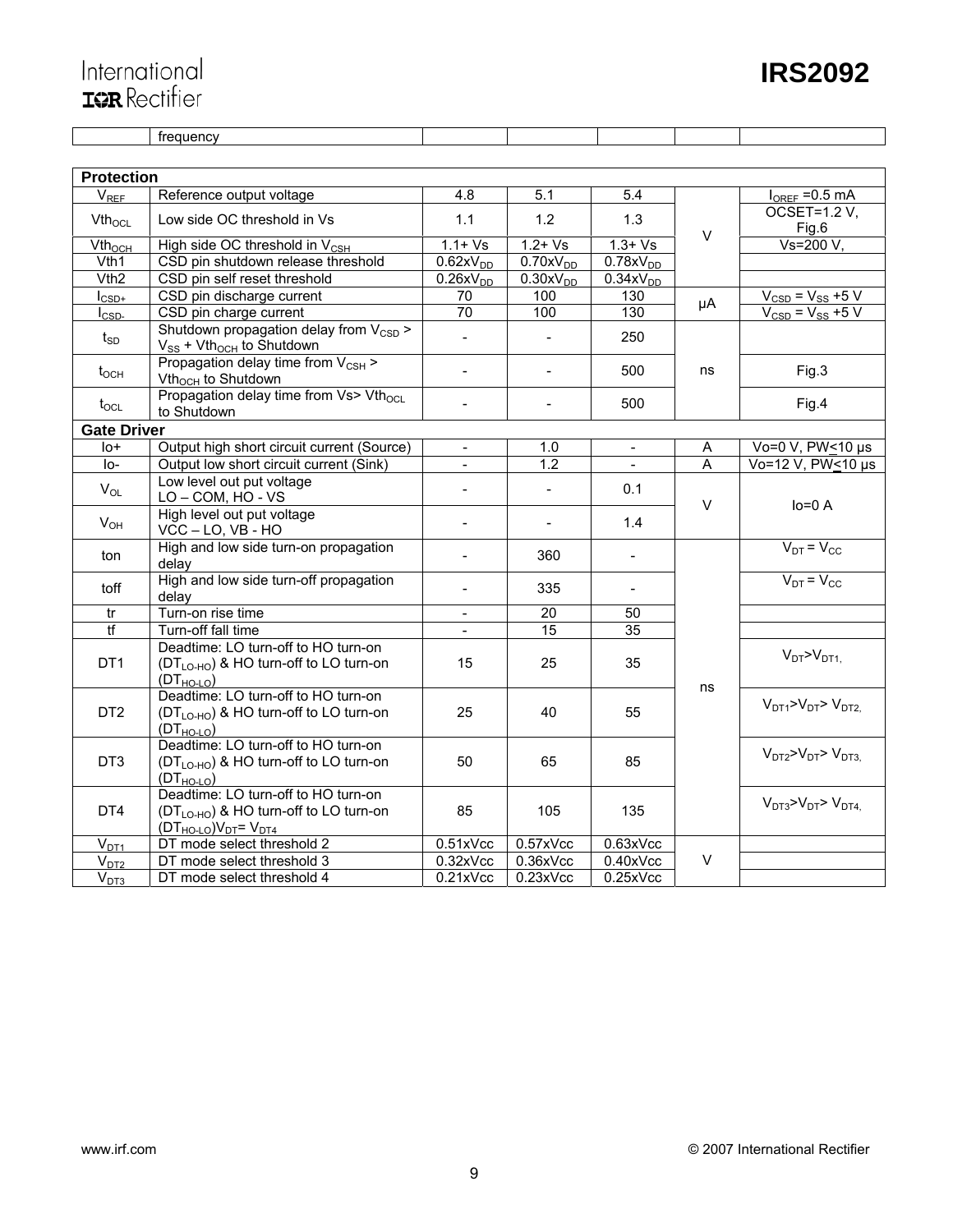|  | frequency |  |  |  |  |  |
|---|---|---|---|---|---|---|
| **Protection** |  |  |  |  |  |  |
| $V_{REF}$ | Reference output voltage | 4.8 | 5.1 | 5.4 | V | $I_{OREF}$ =0.5 mA |
| $Vth_{OCL}$ | Low side OC threshold in Vs | 1.1 | 1.2 | 1.3 | V | OCSET=1.2 V, Fig.6 |
| $Vth_{OCH}$ | High side OC threshold in $V_{CSH}$ | 1.1+ Vs | 1.2+ Vs | 1.3+ Vs | V | Vs=200 V, |
| Vth1 | CSD pin shutdown release threshold | $0.62xV_{DD}$ | $0.70xV_{DD}$ | $0.78xV_{DD}$ | V |  |
| Vth2 | CSD pin self reset threshold | $0.26xV_{DD}$ | $0.30xV_{DD}$ | $0.34xV_{DD}$ | V |  |
| $I_{CSD+}$ | CSD pin discharge current | 70 | 100 | 130 | µA | $V_{CSD}$ = $V_{SS}$ +5 V |
| $I_{CSD-}$ | CSD pin charge current | 70 | 100 | 130 | µA | $V_{CSD}$ = $V_{SS}$ +5 V |
| $t_{SD}$ | Shutdown propagation delay from $V_{CSD}$ > $V_{SS}$ + $Vth_{OCH}$ to Shutdown | - | - | 250 | ns |  |
| $t_{OCH}$ | Propagation delay time from $V_{CSH}$ > $Vth_{OCH}$ to Shutdown | - | - | 500 | ns | Fig.3 |
| $t_{OCL}$ | Propagation delay time from Vs> $Vth_{OCL}$ to Shutdown | - | - | 500 | ns | Fig.4 |
| **Gate Driver** |  |  |  |  |  |  |
| Io+ | Output high short circuit current (Source) | - | 1.0 | - | A | Vo=0 V, PW≤10 µs |
| Io- | Output low short circuit current (Sink) | - | 1.2 | - | A | Vo=12 V, PW≤10 µs |
| $V_{OL}$ | Low level out put voltage LO – COM, HO - VS | - | - | 0.1 | V | Io=0 A |
| $V_{OH}$ | High level out put voltage VCC – LO, VB - HO | - | - | 1.4 | V | Io=0 A |
| ton | High and low side turn-on propagation delay | - | 360 | - | ns | $V_{DT}$ = $V_{CC}$ |
| toff | High and low side turn-off propagation delay | - | 335 | - | ns | $V_{DT}$ = $V_{CC}$ |
| tr | Turn-on rise time | - | 20 | 50 | ns |  |
| tf | Turn-off fall time | - | 15 | 35 | ns |  |
| DT1 | Deadtime: LO turn-off to HO turn-on ($DT_{LO-HO}$) & HO turn-off to LO turn-on ($DT_{HO-LO}$) | 15 | 25 | 35 | ns | $V_{DT}$>$V_{DT1,}$ |
| DT2 | Deadtime: LO turn-off to HO turn-on ($DT_{LO-HO}$) & HO turn-off to LO turn-on ($DT_{HO-LO}$) | 25 | 40 | 55 | ns | $V_{DT1}$>$V_{DT}$> $V_{DT2,}$ |
| DT3 | Deadtime: LO turn-off to HO turn-on ($DT_{LO-HO}$) & HO turn-off to LO turn-on ($DT_{HO-LO}$) | 50 | 65 | 85 | ns | $V_{DT2}$>$V_{DT}$> $V_{DT3,}$ |
| DT4 | Deadtime: LO turn-off to HO turn-on ($DT_{LO-HO}$) & HO turn-off to LO turn-on ($DT_{HO-LO}$)$V_{DT}$= $V_{DT4}$ | 85 | 105 | 135 | ns | $V_{DT3}$>$V_{DT}$> $V_{DT4,}$ |
| $V_{DT1}$ | DT mode select threshold 2 | 0.51xVcc | 0.57xVcc | 0.63xVcc | V |  |
| $V_{DT2}$ | DT mode select threshold 3 | 0.32xVcc | 0.36xVcc | 0.40xVcc | V |  |
| $V_{DT3}$ | DT mode select threshold 4 | 0.21xVcc | 0.23xVcc | 0.25xVcc | V |  |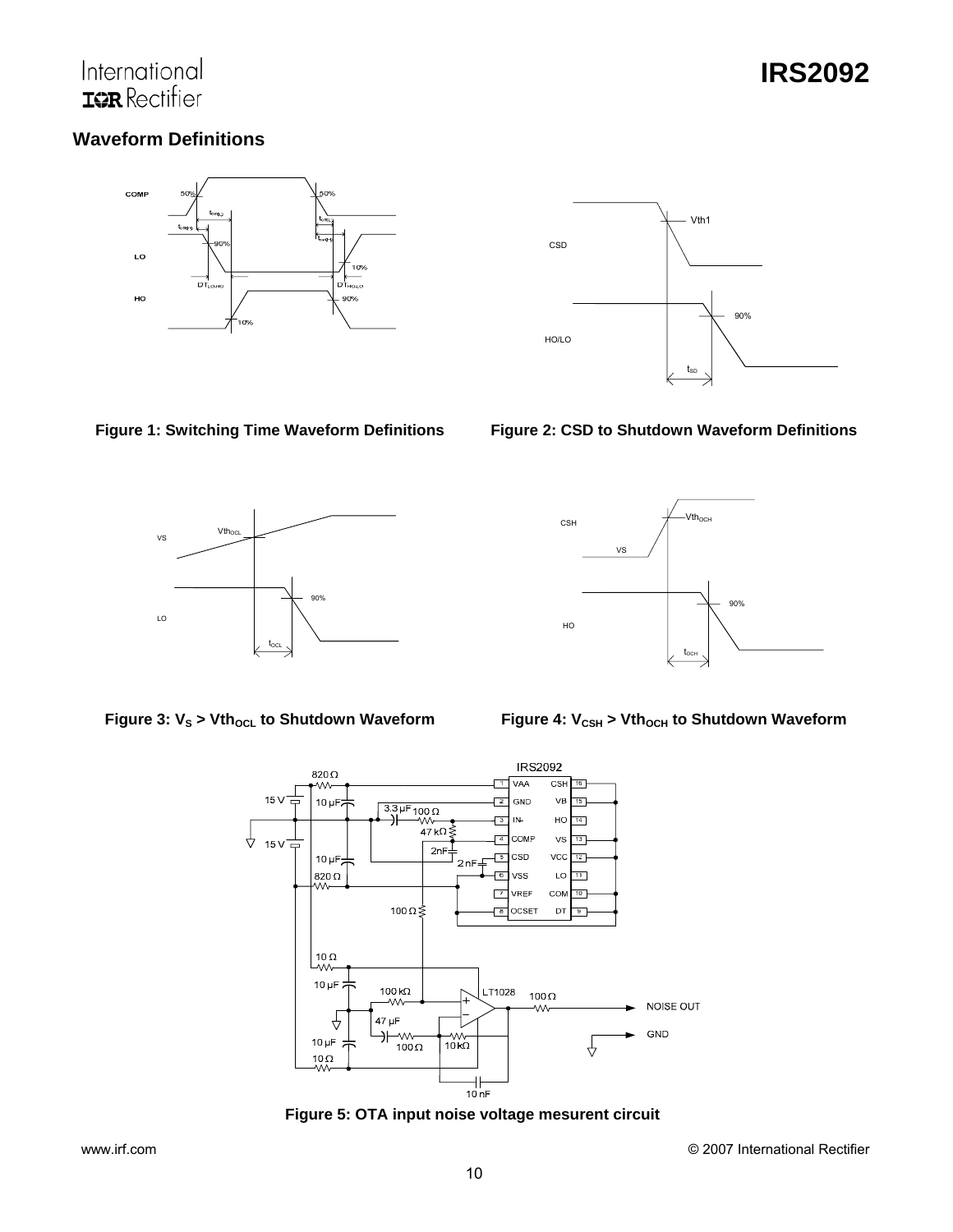## Waveform Definitions

**Figure 1: Switching Time Waveform Definitions**

**Figure 2: CSD to Shutdown Waveform Definitions**

**Figure 3: $V_S$ > $Vth_{OCL}$ to Shutdown Waveform**

**Figure 4: $V_{CSH}$ > $Vth_{OCH}$ to Shutdown Waveform**

**Figure 5: OTA input noise voltage mesurent circuit**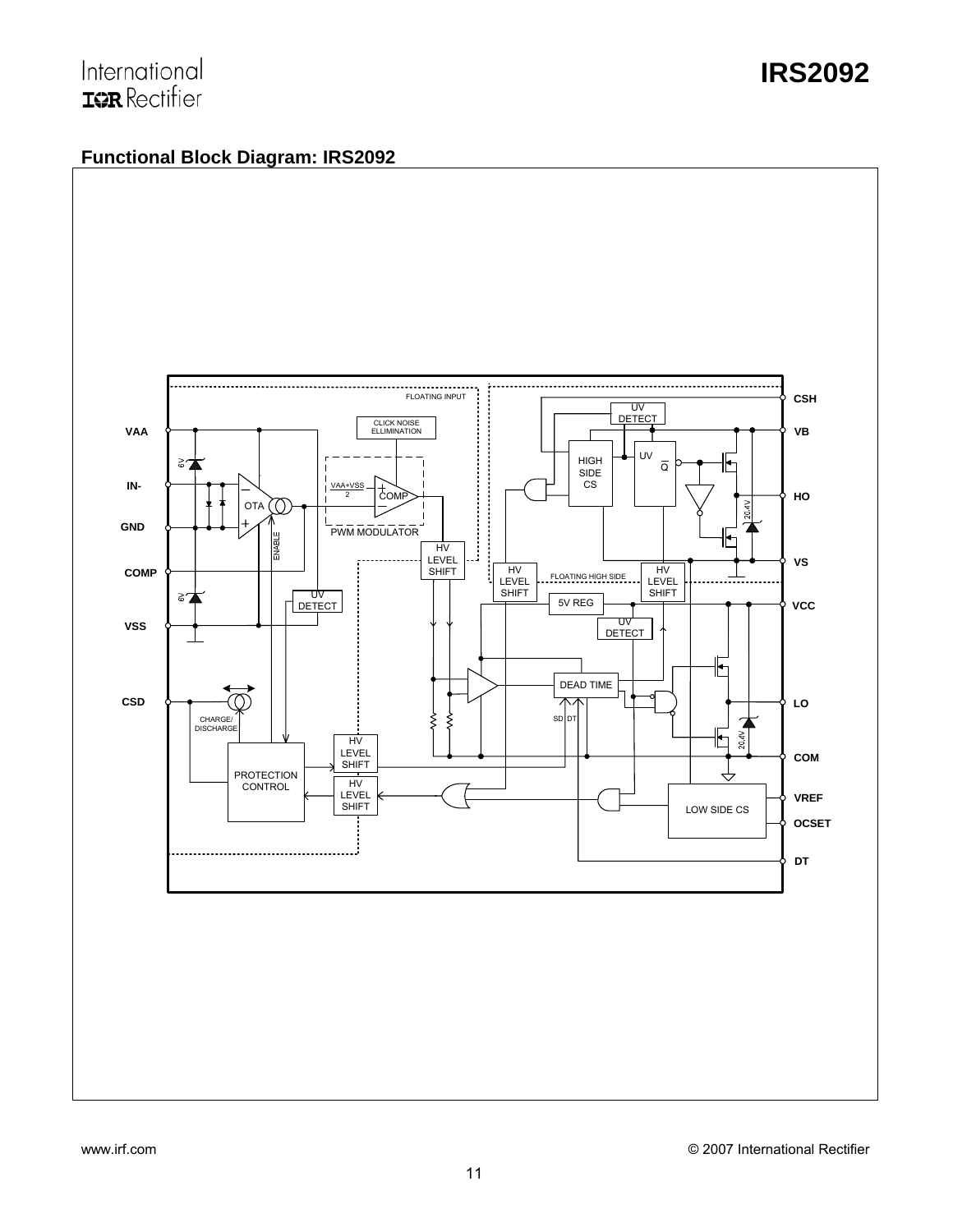## Functional Block Diagram: IRS2092

FLOATING INPUT

CLICK NOISE ELLIMINATION

VAA

IN-

GND

COMP

VSS

CSD

6V

OTA

ENABLE

VAA+VSS / 2

COMP

PWM MODULATOR

HV LEVEL SHIFT

UV DETECT

CHARGE/ DISCHARGE

PROTECTION CONTROL

HV LEVEL SHIFT

HV LEVEL SHIFT

UV DETECT

HIGH SIDE CS

UV

Q

20.4V

FLOATING HIGH SIDE

HV LEVEL SHIFT

HV LEVEL SHIFT

5V REG

UV DETECT

DEAD TIME

SD DT

LOW SIDE CS

CSH

VB

HO

VS

VCC

LO

COM

VREF

OCSET

DT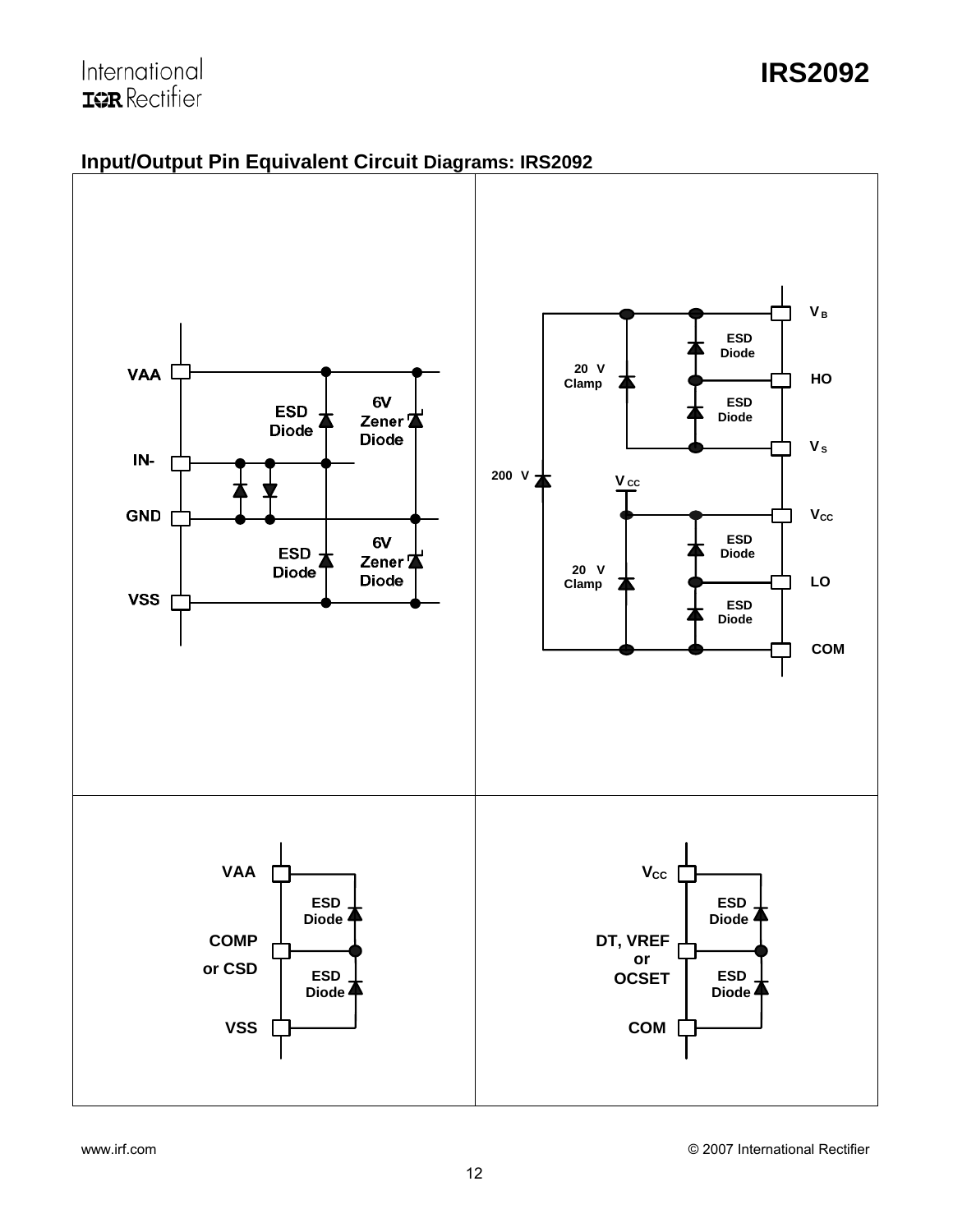## Input/Output Pin Equivalent Circuit Diagrams: IRS2092

VAA

ESD Diode

6V Zener Diode

IN-

GND

ESD Diode

6V Zener Diode

VSS

$V_B$

ESD Diode

20 V Clamp

HO

ESD Diode

$V_S$

200 V

$V_{CC}$

$V_{CC}$

ESD Diode

20 V Clamp

LO

ESD Diode

COM

VAA

ESD Diode

COMP or CSD

ESD Diode

VSS

$V_{CC}$

ESD Diode

DT, VREF or OCSET

ESD Diode

COM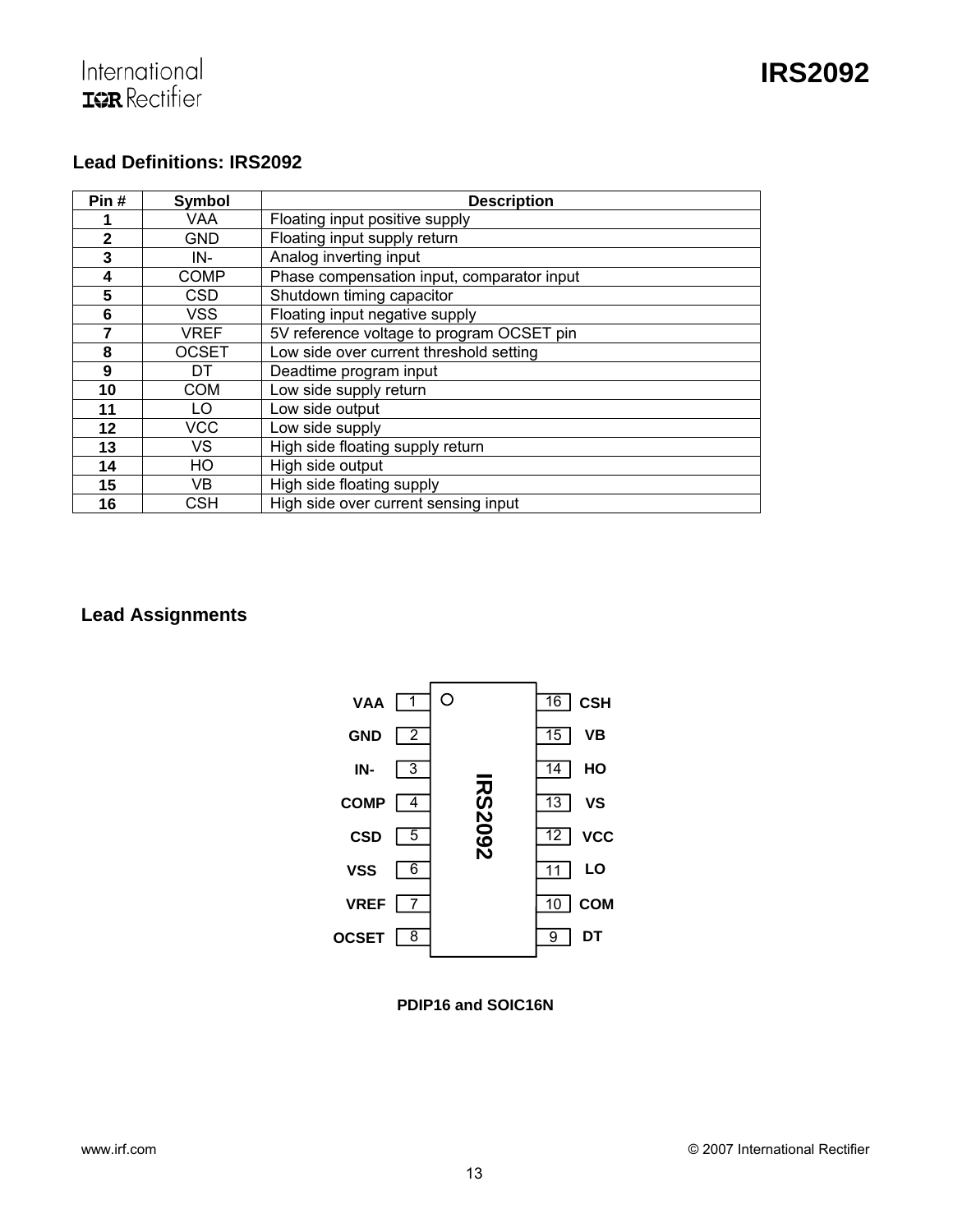## Lead Definitions: IRS2092

| Pin # | Symbol | Description |
|---|---|---|
| 1 | VAA | Floating input positive supply |
| 2 | GND | Floating input supply return |
| 3 | IN- | Analog inverting input |
| 4 | COMP | Phase compensation input, comparator input |
| 5 | CSD | Shutdown timing capacitor |
| 6 | VSS | Floating input negative supply |
| 7 | VREF | 5V reference voltage to program OCSET pin |
| 8 | OCSET | Low side over current threshold setting |
| 9 | DT | Deadtime program input |
| 10 | COM | Low side supply return |
| 11 | LO | Low side output |
| 12 | VCC | Low side supply |
| 13 | VS | High side floating supply return |
| 14 | HO | High side output |
| 15 | VB | High side floating supply |
| 16 | CSH | High side over current sensing input |

## Lead Assignments

| Pin | Name | Pin | Name |
|---|---|---|---|
| 1 | VAA | 16 | CSH |
| 2 | GND | 15 | VB |
| 3 | IN- | 14 | HO |
| 4 | COMP | 13 | VS |
| 5 | CSD | 12 | VCC |
| 6 | VSS | 11 | LO |
| 7 | VREF | 10 | COM |
| 8 | OCSET | 9 | DT |

IRS2092

PDIP16 and SOIC16N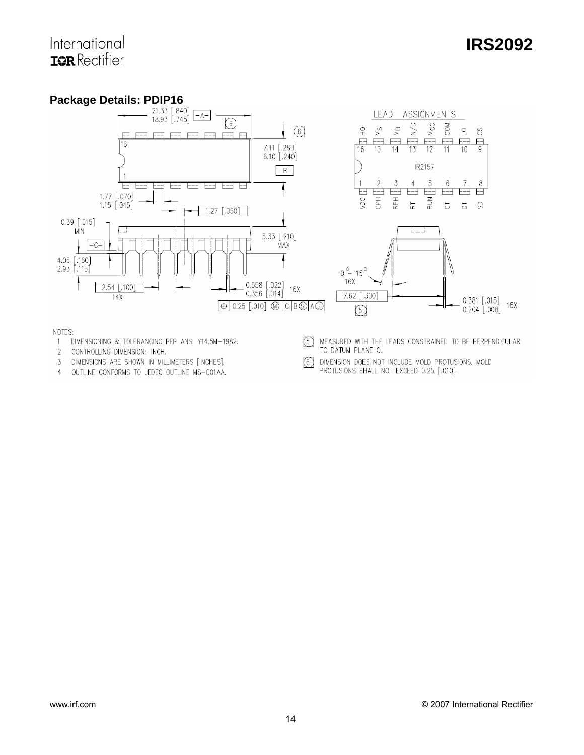## Package Details: PDIP16

NOTES:

1. DIMENSIONING & TOLERANCING PER ANSI Y14.5M-1982.
2. CONTROLLING DIMENSION: INCH.
3. DIMENSIONS ARE SHOWN IN MILLIMETERS [INCHES].
4. OUTLINE CONFORMS TO JEDEC OUTLINE MS-001AA.
5. MEASURED WITH THE LEADS CONSTRAINED TO BE PERPENDICULAR TO DATUM PLANE C.
6. DIMENSION DOES NOT INCLUDE MOLD PROTUSIONS. MOLD PROTUSIONS SHALL NOT EXCEED 0.25 [.010].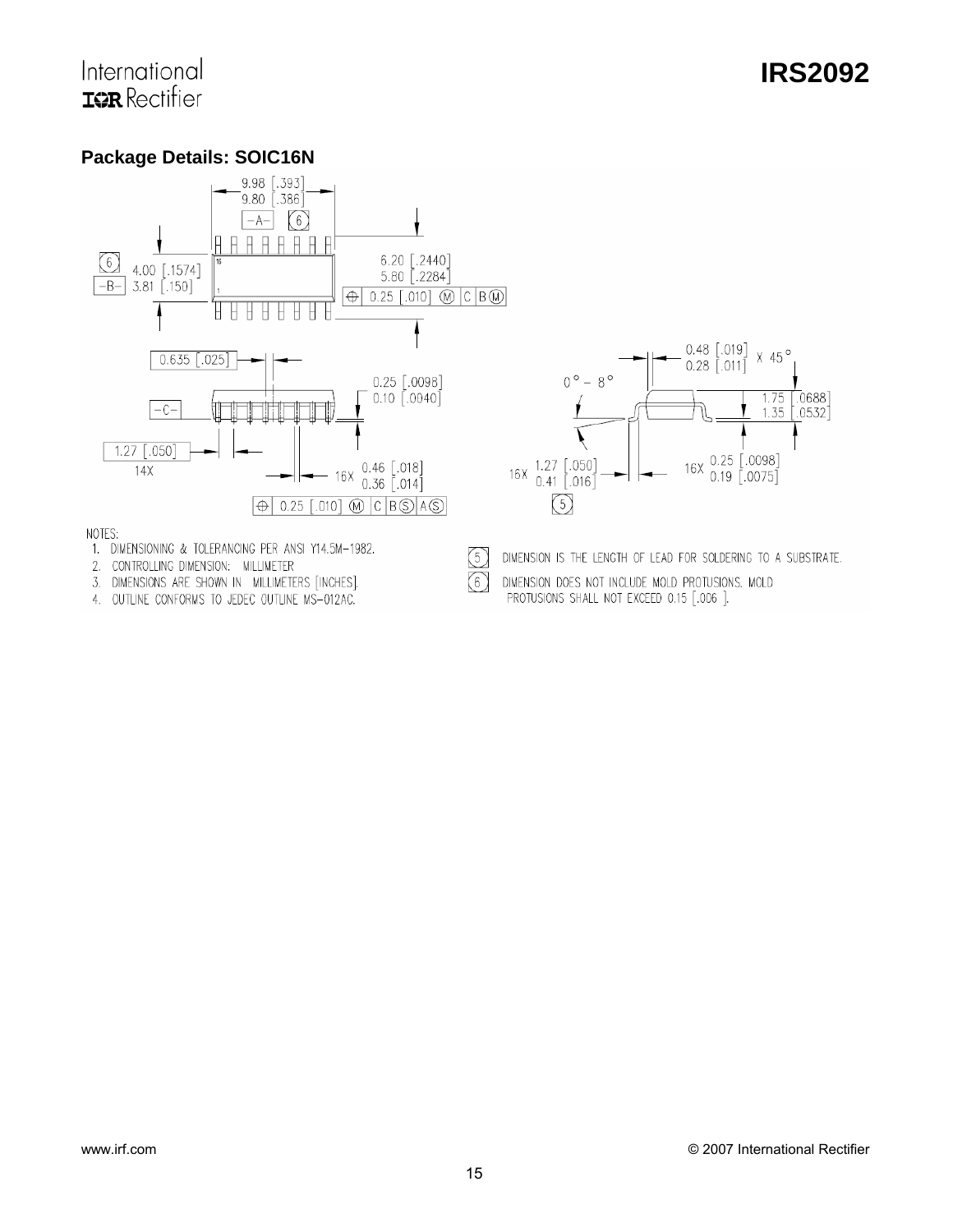## Package Details: SOIC16N

NOTES:

1. DIMENSIONING & TOLERANCING PER ANSI Y14.5M-1982.
2. CONTROLLING DIMENSION: MILLIMETER
3. DIMENSIONS ARE SHOWN IN MILLIMETERS [INCHES].
4. OUTLINE CONFORMS TO JEDEC OUTLINE MS-012AC.

5. DIMENSION IS THE LENGTH OF LEAD FOR SOLDERING TO A SUBSTRATE.
6. DIMENSION DOES NOT INCLUDE MOLD PROTUSIONS. MOLD PROTUSIONS SHALL NOT EXCEED 0.15 [.006 ].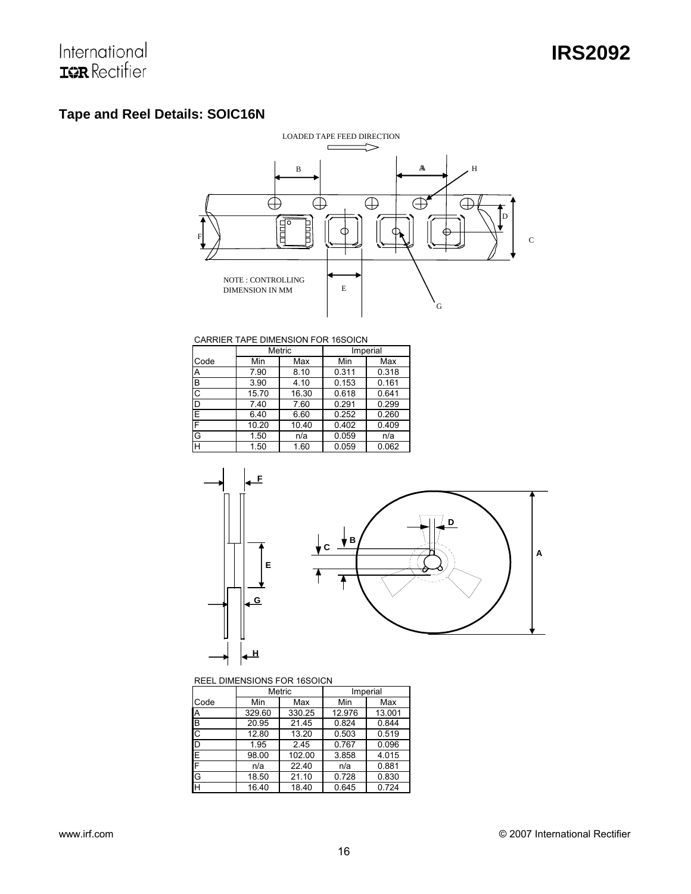## Tape and Reel Details: SOIC16N

LOADED TAPE FEED DIRECTION

NOTE : CONTROLLING DIMENSION IN MM

CARRIER TAPE DIMENSION FOR 16SOICN

| | Metric | | Imperial | |
|---|---|---|---|---|
| Code | Min | Max | Min | Max |
| A | 7.90 | 8.10 | 0.311 | 0.318 |
| B | 3.90 | 4.10 | 0.153 | 0.161 |
| C | 15.70 | 16.30 | 0.618 | 0.641 |
| D | 7.40 | 7.60 | 0.291 | 0.299 |
| E | 6.40 | 6.60 | 0.252 | 0.260 |
| F | 10.20 | 10.40 | 0.402 | 0.409 |
| G | 1.50 | n/a | 0.059 | n/a |
| H | 1.50 | 1.60 | 0.059 | 0.062 |

REEL DIMENSIONS FOR 16SOICN

| | Metric | | Imperial | |
|---|---|---|---|---|
| Code | Min | Max | Min | Max |
| A | 329.60 | 330.25 | 12.976 | 13.001 |
| B | 20.95 | 21.45 | 0.824 | 0.844 |
| C | 12.80 | 13.20 | 0.503 | 0.519 |
| D | 1.95 | 2.45 | 0.767 | 0.096 |
| E | 98.00 | 102.00 | 3.858 | 4.015 |
| F | n/a | 22.40 | n/a | 0.881 |
| G | 18.50 | 21.10 | 0.728 | 0.830 |
| H | 16.40 | 18.40 | 0.645 | 0.724 |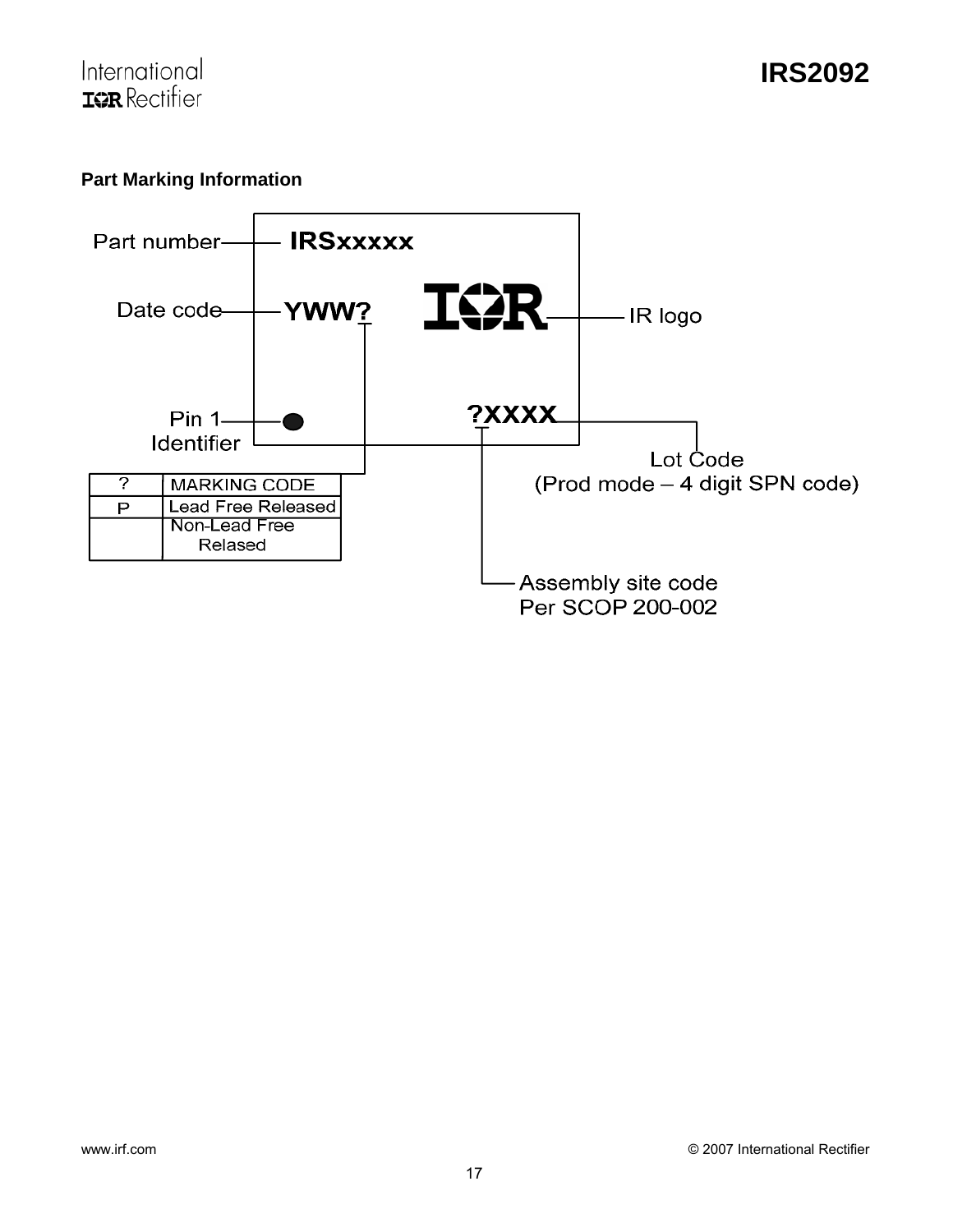## Part Marking Information

Part number — IRSxxxxx

Date code — YWW?

IR logo

Pin 1 Identifier

?XXXX

Lot Code (Prod mode – 4 digit SPN code)

Assembly site code Per SCOP 200-002

| ? | MARKING CODE |
|---|---|
| P | Lead Free Released |
| | Non-Lead Free Relased |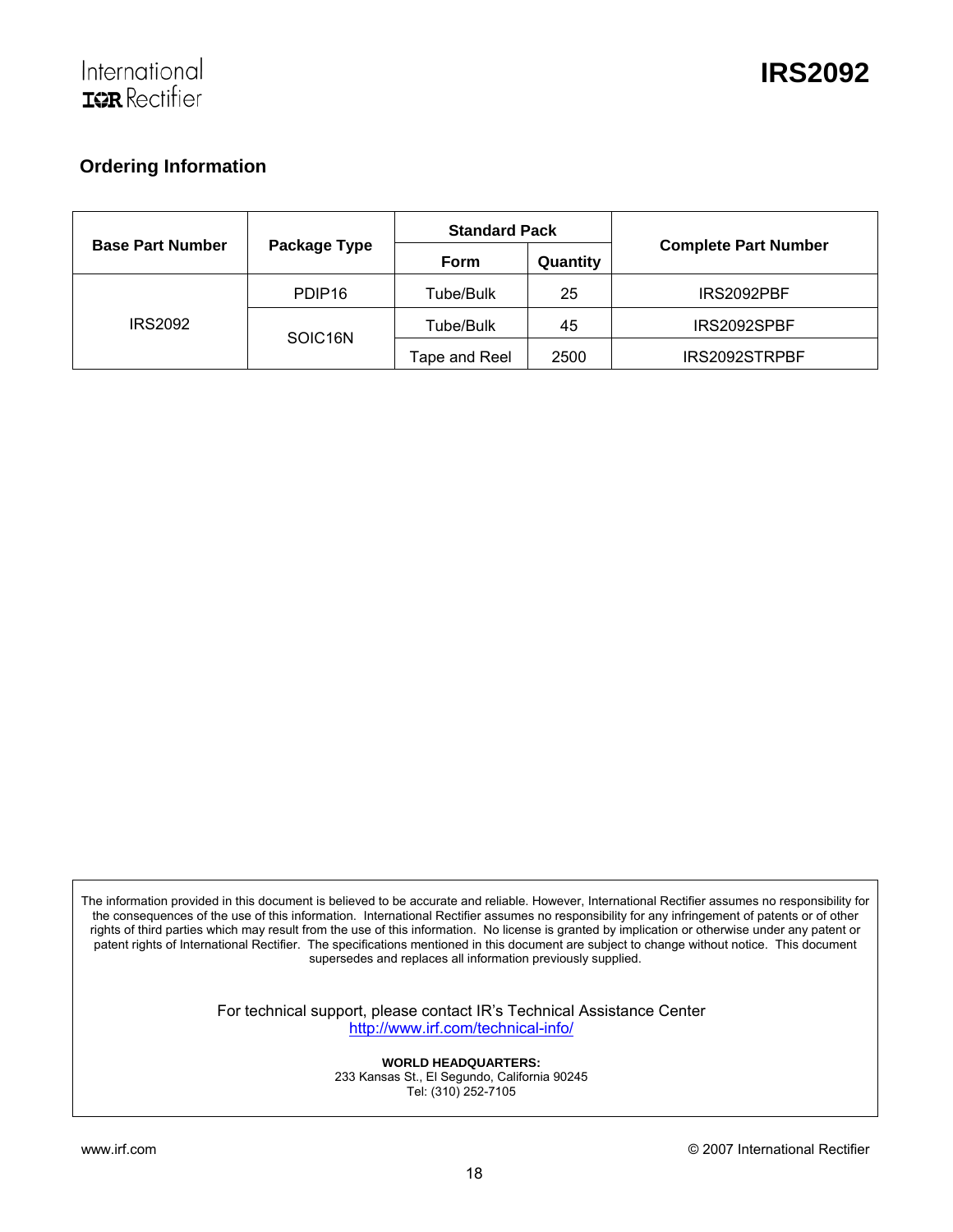## Ordering Information

| Base Part Number | Package Type | Standard Pack | | Complete Part Number |
|---|---|---|---|---|
| | | Form | Quantity | |
| IRS2092 | PDIP16 | Tube/Bulk | 25 | IRS2092PBF |
| | SOIC16N | Tube/Bulk | 45 | IRS2092SPBF |
| | | Tape and Reel | 2500 | IRS2092STRPBF |

The information provided in this document is believed to be accurate and reliable. However, International Rectifier assumes no responsibility for the consequences of the use of this information. International Rectifier assumes no responsibility for any infringement of patents or of other rights of third parties which may result from the use of this information. No license is granted by implication or otherwise under any patent or patent rights of International Rectifier. The specifications mentioned in this document are subject to change without notice. This document supersedes and replaces all information previously supplied.

For technical support, please contact IR's Technical Assistance Center
http://www.irf.com/technical-info/

**WORLD HEADQUARTERS:**
233 Kansas St., El Segundo, California 90245
Tel: (310) 252-7105